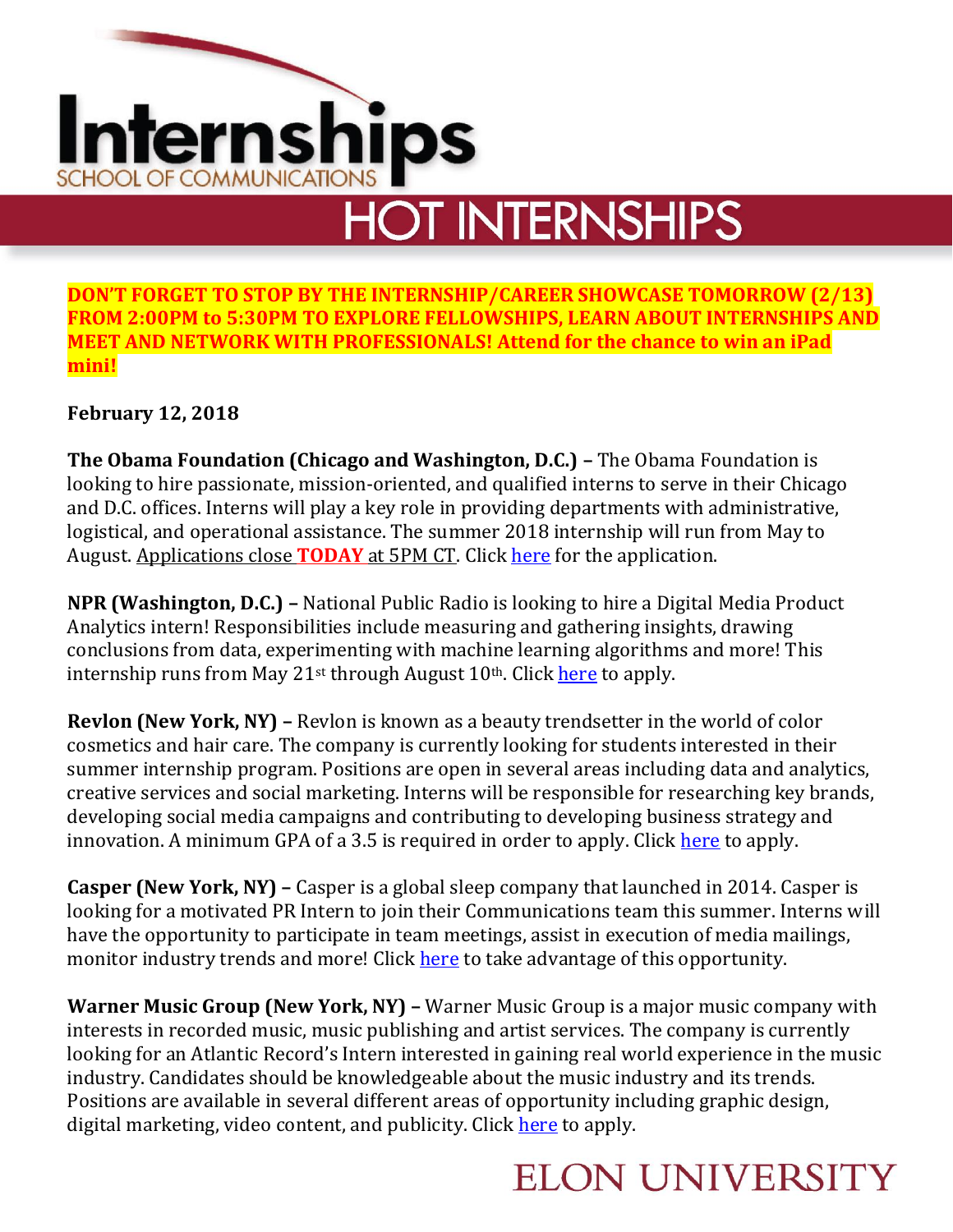# Internships

SCHOOL OF COMMUNICATIONS

## HOT INTERNSHIPS

**DON'T FORGET TO STOP BY THE INTERNSHIP/CAREER SHOWCASE TOMORROW (2/13) FROM 2:00PM to 5:30PM TO EXPLORE FELLOWSHIPS, LEARN ABOUT INTERNSHIPS AND MEET AND NETWORK WITH PROFESSIONALS! Attend for the chance to win an iPad mini!**

**February 12, 2018**

**The Obama Foundation (Chicago and Washington, D.C.) –** The Obama Foundation is looking to hire passionate, mission-oriented, and qualified interns to serve in their Chicago and D.C. offices. Interns will play a key role in providing departments with administrative, logistical, and operational assistance. The summer 2018 internship will run from May to August. Applications close **TODAY** at 5PM CT. Click here for the application.

**NPR (Washington, D.C.) –** National Public Radio is looking to hire a Digital Media Product Analytics intern! Responsibilities include measuring and gathering insights, drawing conclusions from data, experimenting with machine learning algorithms and more! This internship runs from May 21st through August 10th. Click here to apply.

**Revlon (New York, NY) –** Revlon is known as a beauty trendsetter in the world of color cosmetics and hair care. The company is currently looking for students interested in their summer internship program. Positions are open in several areas including data and analytics, creative services and social marketing. Interns will be responsible for researching key brands, developing social media campaigns and contributing to developing business strategy and innovation. A minimum GPA of a 3.5 is required in order to apply. Click here to apply.

**Casper (New York, NY) –** Casper is a global sleep company that launched in 2014. Casper is looking for a motivated PR Intern to join their Communications team this summer. Interns will have the opportunity to participate in team meetings, assist in execution of media mailings, monitor industry trends and more! Click here to take advantage of this opportunity.

**Warner Music Group (New York, NY) –** Warner Music Group is a major music company with interests in recorded music, music publishing and artist services. The company is currently looking for an Atlantic Record's Intern interested in gaining real world experience in the music industry. Candidates should be knowledgeable about the music industry and its trends. Positions are available in several different areas of opportunity including graphic design, digital marketing, video content, and publicity. Click here to apply.

ELON UNIVERSITY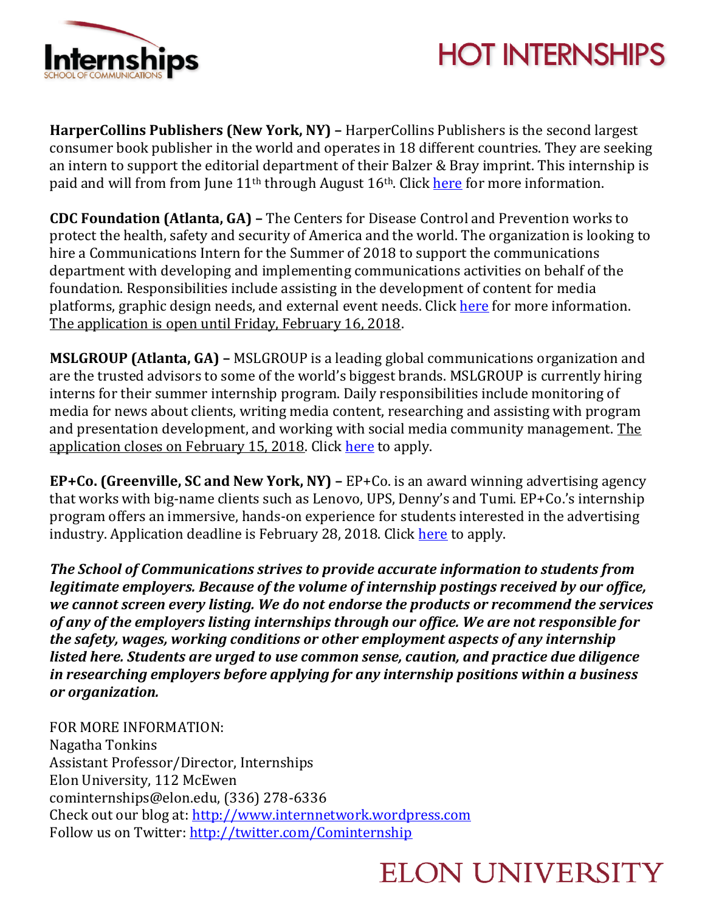# HOT INTERNSHIPS

**HarperCollins Publishers (New York, NY) –** HarperCollins Publishers is the second largest consumer book publisher in the world and operates in 18 different countries. They are seeking an intern to support the editorial department of their Balzer & Bray imprint. This internship is paid and will from from June 11th through August 16th. Click [here]() for more information.

**CDC Foundation (Atlanta, GA) –** The Centers for Disease Control and Prevention works to protect the health, safety and security of America and the world. The organization is looking to hire a Communications Intern for the Summer of 2018 to support the communications department with developing and implementing communications activities on behalf of the foundation. Responsibilities include assisting in the development of content for media platforms, graphic design needs, and external event needs. Click [here]() for more information. <u>The application is open until Friday, February 16, 2018</u>.

**MSLGROUP (Atlanta, GA) –** MSLGROUP is a leading global communications organization and are the trusted advisors to some of the world's biggest brands. MSLGROUP is currently hiring interns for their summer internship program. Daily responsibilities include monitoring of media for news about clients, writing media content, researching and assisting with program and presentation development, and working with social media community management. <u>The application closes on February 15, 2018</u>. Click [here]() to apply.

**EP+Co. (Greenville, SC and New York, NY) –** EP+Co. is an award winning advertising agency that works with big-name clients such as Lenovo, UPS, Denny's and Tumi. EP+Co.'s internship program offers an immersive, hands-on experience for students interested in the advertising industry. Application deadline is February 28, 2018. Click [here]() to apply.

***The School of Communications strives to provide accurate information to students from legitimate employers. Because of the volume of internship postings received by our office, we cannot screen every listing. We do not endorse the products or recommend the services of any of the employers listing internships through our office. We are not responsible for the safety, wages, working conditions or other employment aspects of any internship listed here. Students are urged to use common sense, caution, and practice due diligence in researching employers before applying for any internship positions within a business or organization.***

FOR MORE INFORMATION:
Nagatha Tonkins
Assistant Professor/Director, Internships
Elon University, 112 McEwen
cominternships@elon.edu, (336) 278-6336
Check out our blog at: [http://www.internnetwork.wordpress.com](http://www.internnetwork.wordpress.com)
Follow us on Twitter: [http://twitter.com/Cominternship](http://twitter.com/Cominternship)

ELON UNIVERSITY